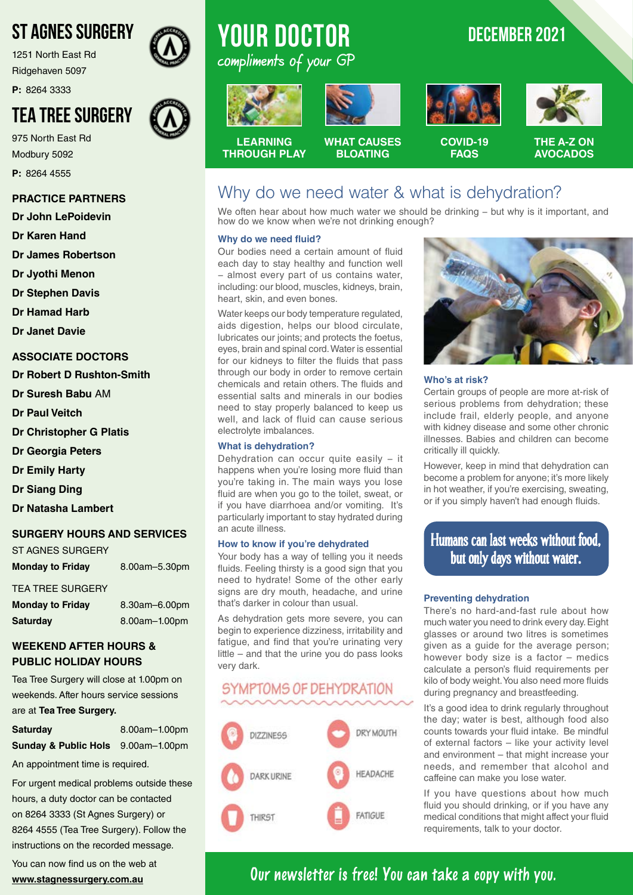# ST AGNES SURGERY

1251 North East Rd
Ridgehaven 5097

**P:** 8264 3333

# TEA TREE SURGERY

975 North East Rd
Modbury 5092

**P:** 8264 4555

**PRACTICE PARTNERS**

**Dr John LePoidevin**
**Dr Karen Hand**
**Dr James Robertson**
**Dr Jyothi Menon**
**Dr Stephen Davis**
**Dr Hamad Harb**
**Dr Janet Davie**

**ASSOCIATE DOCTORS**

**Dr Robert D Rushton-Smith**
**Dr Suresh Babu** AM
**Dr Paul Veitch**
**Dr Christopher G Platis**
**Dr Georgia Peters**
**Dr Emily Harty**
**Dr Siang Ding**
**Dr Natasha Lambert**

**SURGERY HOURS AND SERVICES**

ST AGNES SURGERY

| | |
|---|---|
| **Monday to Friday** | 8.00am–5.30pm |

TEA TREE SURGERY

| | |
|---|---|
| **Monday to Friday** | 8.30am–6.00pm |
| **Saturday** | 8.00am–1.00pm |

**WEEKEND AFTER HOURS & PUBLIC HOLIDAY HOURS**

Tea Tree Surgery will close at 1.00pm on weekends. After hours service sessions are at **Tea Tree Surgery.**

| | |
|---|---|
| **Saturday** | 8.00am–1.00pm |
| **Sunday & Public Hols** | 9.00am–1.00pm |

An appointment time is required.

For urgent medical problems outside these hours, a duty doctor can be contacted on 8264 3333 (St Agnes Surgery) or 8264 4555 (Tea Tree Surgery). Follow the instructions on the recorded message.

You can now find us on the web at **www.stagnessurgery.com.au**

# YOUR DOCTOR

*compliments of your GP*

**DECEMBER 2021**

**LEARNING THROUGH PLAY** | **WHAT CAUSES BLOATING** | **COVID-19 FAQS** | **THE A-Z ON AVOCADOS**

## Why do we need water & what is dehydration?

We often hear about how much water we should be drinking – but why is it important, and how do we know when we're not drinking enough?

### Why do we need fluid?

Our bodies need a certain amount of fluid each day to stay healthy and function well – almost every part of us contains water, including: our blood, muscles, kidneys, brain, heart, skin, and even bones.

Water keeps our body temperature regulated, aids digestion, helps our blood circulate, lubricates our joints; and protects the foetus, eyes, brain and spinal cord. Water is essential for our kidneys to filter the fluids that pass through our body in order to remove certain chemicals and retain others. The fluids and essential salts and minerals in our bodies need to stay properly balanced to keep us well, and lack of fluid can cause serious electrolyte imbalances.

### What is dehydration?

Dehydration can occur quite easily – it happens when you're losing more fluid than you're taking in. The main ways you lose fluid are when you go to the toilet, sweat, or if you have diarrhoea and/or vomiting. It's particularly important to stay hydrated during an acute illness.

### How to know if you're dehydrated

Your body has a way of telling you it needs fluids. Feeling thirsty is a good sign that you need to hydrate! Some of the other early signs are dry mouth, headache, and urine that's darker in colour than usual.

As dehydration gets more severe, you can begin to experience dizziness, irritability and fatigue, and find that you're urinating very little – and that the urine you do pass looks very dark.

### SYMPTOMS OF DEHYDRATION

- DIZZINESS
- DRY MOUTH
- DARK URINE
- HEADACHE
- THIRST
- FATIGUE

### Who's at risk?

Certain groups of people are more at-risk of serious problems from dehydration; these include frail, elderly people, and anyone with kidney disease and some other chronic illnesses. Babies and children can become critically ill quickly.

However, keep in mind that dehydration can become a problem for anyone; it's more likely in hot weather, if you're exercising, sweating, or if you simply haven't had enough fluids.

> **Humans can last weeks without food, but only days without water.**

### Preventing dehydration

There's no hard-and-fast rule about how much water you need to drink every day. Eight glasses or around two litres is sometimes given as a guide for the average person; however body size is a factor – medics calculate a person's fluid requirements per kilo of body weight. You also need more fluids during pregnancy and breastfeeding.

It's a good idea to drink regularly throughout the day; water is best, although food also counts towards your fluid intake. Be mindful of external factors – like your activity level and environment – that might increase your needs, and remember that alcohol and caffeine can make you lose water.

If you have questions about how much fluid you should drinking, or if you have any medical conditions that might affect your fluid requirements, talk to your doctor.

**Our newsletter is free! You can take a copy with you.**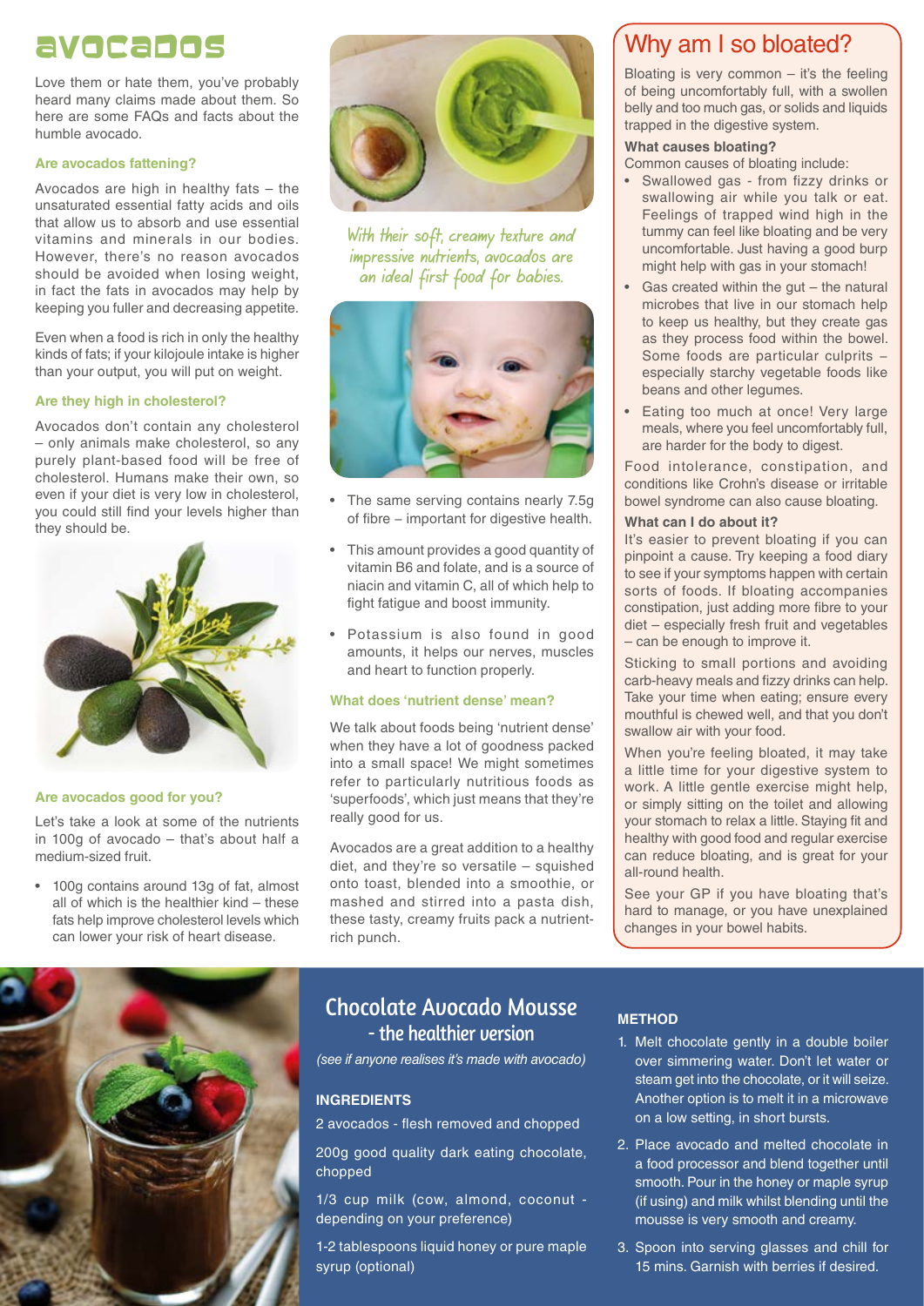# avocados

Love them or hate them, you've probably heard many claims made about them. So here are some FAQs and facts about the humble avocado.

### Are avocados fattening?

Avocados are high in healthy fats – the unsaturated essential fatty acids and oils that allow us to absorb and use essential vitamins and minerals in our bodies. However, there's no reason avocados should be avoided when losing weight, in fact the fats in avocados may help by keeping you fuller and decreasing appetite.

Even when a food is rich in only the healthy kinds of fats; if your kilojoule intake is higher than your output, you will put on weight.

### Are they high in cholesterol?

Avocados don't contain any cholesterol – only animals make cholesterol, so any purely plant-based food will be free of cholesterol. Humans make their own, so even if your diet is very low in cholesterol, you could still find your levels higher than they should be.

### Are avocados good for you?

Let's take a look at some of the nutrients in 100g of avocado – that's about half a medium-sized fruit.

- 100g contains around 13g of fat, almost all of which is the healthier kind – these fats help improve cholesterol levels which can lower your risk of heart disease.

*With their soft, creamy texture and impressive nutrients, avocados are an ideal first food for babies.*

- The same serving contains nearly 7.5g of fibre – important for digestive health.
- This amount provides a good quantity of vitamin B6 and folate, and is a source of niacin and vitamin C, all of which help to fight fatigue and boost immunity.
- Potassium is also found in good amounts, it helps our nerves, muscles and heart to function properly.

### What does 'nutrient dense' mean?

We talk about foods being 'nutrient dense' when they have a lot of goodness packed into a small space! We might sometimes refer to particularly nutritious foods as 'superfoods', which just means that they're really good for us.

Avocados are a great addition to a healthy diet, and they're so versatile – squished onto toast, blended into a smoothie, or mashed and stirred into a pasta dish, these tasty, creamy fruits pack a nutrient-rich punch.

## Why am I so bloated?

Bloating is very common – it's the feeling of being uncomfortably full, with a swollen belly and too much gas, or solids and liquids trapped in the digestive system.

### What causes bloating?

Common causes of bloating include:

- Swallowed gas - from fizzy drinks or swallowing air while you talk or eat. Feelings of trapped wind high in the tummy can feel like bloating and be very uncomfortable. Just having a good burp might help with gas in your stomach!
- Gas created within the gut – the natural microbes that live in our stomach help to keep us healthy, but they create gas as they process food within the bowel. Some foods are particular culprits – especially starchy vegetable foods like beans and other legumes.
- Eating too much at once! Very large meals, where you feel uncomfortably full, are harder for the body to digest.

Food intolerance, constipation, and conditions like Crohn's disease or irritable bowel syndrome can also cause bloating.

### What can I do about it?

It's easier to prevent bloating if you can pinpoint a cause. Try keeping a food diary to see if your symptoms happen with certain sorts of foods. If bloating accompanies constipation, just adding more fibre to your diet – especially fresh fruit and vegetables – can be enough to improve it.

Sticking to small portions and avoiding carb-heavy meals and fizzy drinks can help. Take your time when eating; ensure every mouthful is chewed well, and that you don't swallow air with your food.

When you're feeling bloated, it may take a little time for your digestive system to work. A little gentle exercise might help, or simply sitting on the toilet and allowing your stomach to relax a little. Staying fit and healthy with good food and regular exercise can reduce bloating, and is great for your all-round health.

See your GP if you have bloating that's hard to manage, or you have unexplained changes in your bowel habits.

## Chocolate Avocado Mousse - the healthier version

*(see if anyone realises it's made with avocado)*

### INGREDIENTS

2 avocados - flesh removed and chopped

200g good quality dark eating chocolate, chopped

1/3 cup milk (cow, almond, coconut - depending on your preference)

1-2 tablespoons liquid honey or pure maple syrup (optional)

### METHOD

1. Melt chocolate gently in a double boiler over simmering water. Don't let water or steam get into the chocolate, or it will seize. Another option is to melt it in a microwave on a low setting, in short bursts.
2. Place avocado and melted chocolate in a food processor and blend together until smooth. Pour in the honey or maple syrup (if using) and milk whilst blending until the mousse is very smooth and creamy.
3. Spoon into serving glasses and chill for 15 mins. Garnish with berries if desired.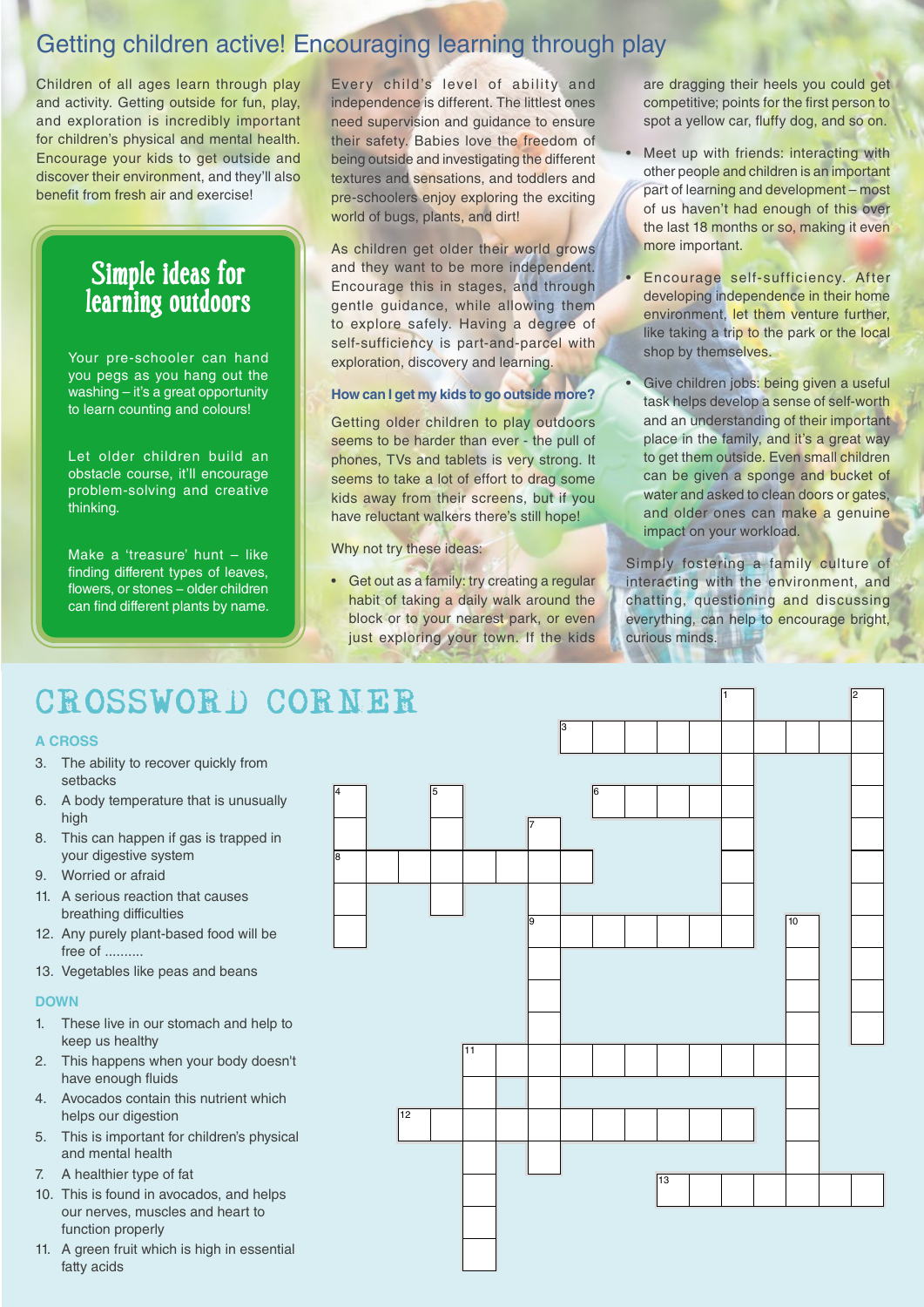# Getting children active! Encouraging learning through play

Children of all ages learn through play and activity. Getting outside for fun, play, and exploration is incredibly important for children's physical and mental health. Encourage your kids to get outside and discover their environment, and they'll also benefit from fresh air and exercise!

## Simple ideas for learning outdoors

Your pre-schooler can hand you pegs as you hang out the washing – it's a great opportunity to learn counting and colours!

Let older children build an obstacle course, it'll encourage problem-solving and creative thinking.

Make a 'treasure' hunt – like finding different types of leaves, flowers, or stones – older children can find different plants by name.

Every child's level of ability and independence is different. The littlest ones need supervision and guidance to ensure their safety. Babies love the freedom of being outside and investigating the different textures and sensations, and toddlers and pre-schoolers enjoy exploring the exciting world of bugs, plants, and dirt!

As children get older their world grows and they want to be more independent. Encourage this in stages, and through gentle guidance, while allowing them to explore safely. Having a degree of self-sufficiency is part-and-parcel with exploration, discovery and learning.

### How can I get my kids to go outside more?

Getting older children to play outdoors seems to be harder than ever - the pull of phones, TVs and tablets is very strong. It seems to take a lot of effort to drag some kids away from their screens, but if you have reluctant walkers there's still hope!

Why not try these ideas:

- Get out as a family: try creating a regular habit of taking a daily walk around the block or to your nearest park, or even just exploring your town. If the kids are dragging their heels you could get competitive; points for the first person to spot a yellow car, fluffy dog, and so on.
- Meet up with friends: interacting with other people and children is an important part of learning and development – most of us haven't had enough of this over the last 18 months or so, making it even more important.
- Encourage self-sufficiency. After developing independence in their home environment, let them venture further, like taking a trip to the park or the local shop by themselves.
- Give children jobs: being given a useful task helps develop a sense of self-worth and an understanding of their important place in the family, and it's a great way to get them outside. Even small children can be given a sponge and bucket of water and asked to clean doors or gates, and older ones can make a genuine impact on your workload.

Simply fostering a family culture of interacting with the environment, and chatting, questioning and discussing everything, can help to encourage bright, curious minds.

# CROSSWORD CORNER

### ACROSS

3. The ability to recover quickly from setbacks
6. A body temperature that is unusually high
8. This can happen if gas is trapped in your digestive system
9. Worried or afraid
11. A serious reaction that causes breathing difficulties
12. Any purely plant-based food will be free of ..........
13. Vegetables like peas and beans

### DOWN

1. These live in our stomach and help to keep us healthy
2. This happens when your body doesn't have enough fluids
4. Avocados contain this nutrient which helps our digestion
5. This is important for children's physical and mental health
7. A healthier type of fat
10. This is found in avocados, and helps our nerves, muscles and heart to function properly
11. A green fruit which is high in essential fatty acids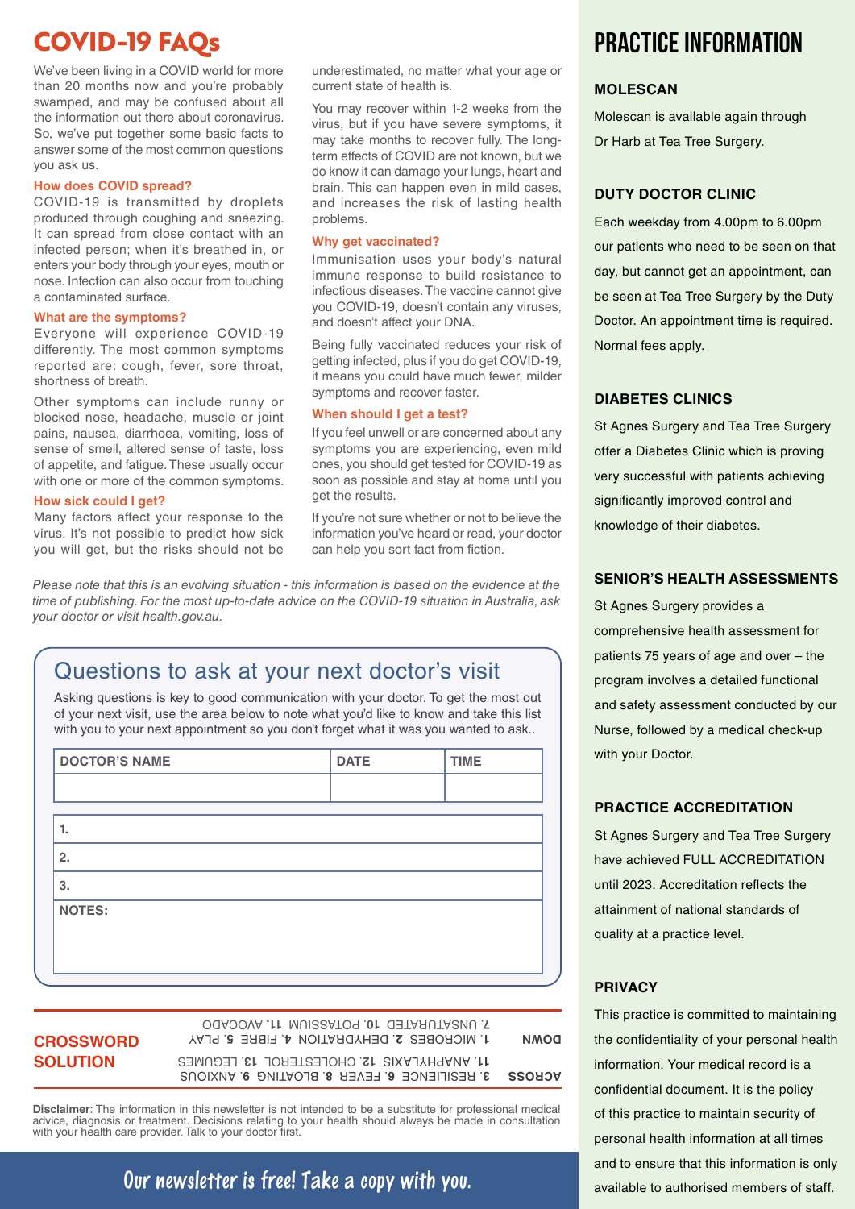# COVID-19 FAQs

We've been living in a COVID world for more than 20 months now and you're probably swamped, and may be confused about all the information out there about coronavirus. So, we've put together some basic facts to answer some of the most common questions you ask us.

### How does COVID spread?

COVID-19 is transmitted by droplets produced through coughing and sneezing. It can spread from close contact with an infected person; when it's breathed in, or enters your body through your eyes, mouth or nose. Infection can also occur from touching a contaminated surface.

### What are the symptoms?

Everyone will experience COVID-19 differently. The most common symptoms reported are: cough, fever, sore throat, shortness of breath.

Other symptoms can include runny or blocked nose, headache, muscle or joint pains, nausea, diarrhoea, vomiting, loss of sense of smell, altered sense of taste, loss of appetite, and fatigue. These usually occur with one or more of the common symptoms.

### How sick could I get?

Many factors affect your response to the virus. It's not possible to predict how sick you will get, but the risks should not be underestimated, no matter what your age or current state of health is.

You may recover within 1-2 weeks from the virus, but if you have severe symptoms, it may take months to recover fully. The long-term effects of COVID are not known, but we do know it can damage your lungs, heart and brain. This can happen even in mild cases, and increases the risk of lasting health problems.

### Why get vaccinated?

Immunisation uses your body's natural immune response to build resistance to infectious diseases. The vaccine cannot give you COVID-19, doesn't contain any viruses, and doesn't affect your DNA.

Being fully vaccinated reduces your risk of getting infected, plus if you do get COVID-19, it means you could have much fewer, milder symptoms and recover faster.

### When should I get a test?

If you feel unwell or are concerned about any symptoms you are experiencing, even mild ones, you should get tested for COVID-19 as soon as possible and stay at home until you get the results.

If you're not sure whether or not to believe the information you've heard or read, your doctor can help you sort fact from fiction.

*Please note that this is an evolving situation - this information is based on the evidence at the time of publishing. For the most up-to-date advice on the COVID-19 situation in Australia, ask your doctor or visit health.gov.au.*

## Questions to ask at your next doctor's visit

Asking questions is key to good communication with your doctor. To get the most out of your next visit, use the area below to note what you'd like to know and take this list with you to your next appointment so you don't forget what it was you wanted to ask..

| DOCTOR'S NAME | DATE | TIME |
|---|---|---|
| | | |

1.

2.

3.

NOTES:

## CROSSWORD SOLUTION

**ACROSS** **3**. RESILIENCE **6**. FEVER **8**. BLOATING **9**. ANXIOUS **11**. ANAPHYLAXIS **12**. CHOLESTEROL **13**. LEGUMES

**DOWN** **1**. MICROBES **2**. DEHYDRATION **4**. FIBRE **5**. PLAY **7**. UNSATURATED **10**. POTASSIUM **11**. AVOCADO

**Disclaimer**: The information in this newsletter is not intended to be a substitute for professional medical advice, diagnosis or treatment. Decisions relating to your health should always be made in consultation with your health care provider. Talk to your doctor first.

Our newsletter is free! Take a copy with you.

# PRACTICE INFORMATION

### MOLESCAN

Molescan is available again through Dr Harb at Tea Tree Surgery.

### DUTY DOCTOR CLINIC

Each weekday from 4.00pm to 6.00pm our patients who need to be seen on that day, but cannot get an appointment, can be seen at Tea Tree Surgery by the Duty Doctor. An appointment time is required. Normal fees apply.

### DIABETES CLINICS

St Agnes Surgery and Tea Tree Surgery offer a Diabetes Clinic which is proving very successful with patients achieving significantly improved control and knowledge of their diabetes.

### SENIOR'S HEALTH ASSESSMENTS

St Agnes Surgery provides a comprehensive health assessment for patients 75 years of age and over – the program involves a detailed functional and safety assessment conducted by our Nurse, followed by a medical check-up with your Doctor.

### PRACTICE ACCREDITATION

St Agnes Surgery and Tea Tree Surgery have achieved FULL ACCREDITATION until 2023. Accreditation reflects the attainment of national standards of quality at a practice level.

### PRIVACY

This practice is committed to maintaining the confidentiality of your personal health information. Your medical record is a confidential document. It is the policy of this practice to maintain security of personal health information at all times and to ensure that this information is only available to authorised members of staff.